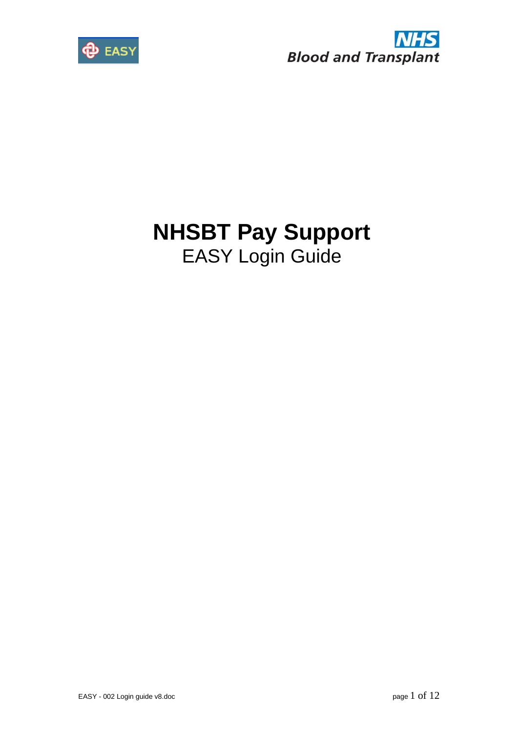# NHSBT Pay Support

## EASY Login Guide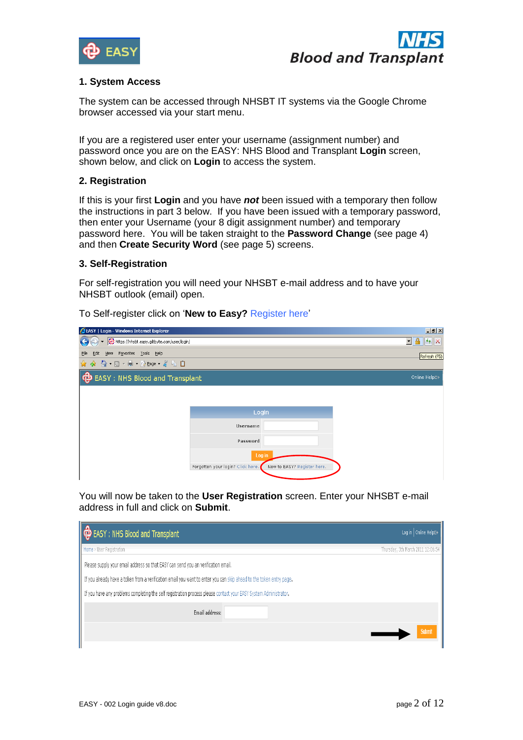## 1. System Access

The system can be accessed through NHSBT IT systems via the Google Chrome browser accessed via your start menu.

If you are a registered user enter your username (assignment number) and password once you are on the EASY: NHS Blood and Transplant **Login** screen, shown below, and click on **Login** to access the system.

## 2. Registration

If this is your first **Login** and you have ***not*** been issued with a temporary then follow the instructions in part 3 below. If you have been issued with a temporary password, then enter your Username (your 8 digit assignment number) and temporary password here. You will be taken straight to the **Password Change** (see page 4) and then **Create Security Word** (see page 5) screens.

## 3. Self-Registration

For self-registration you will need your NHSBT e-mail address and to have your NHSBT outlook (email) open.

To Self-register click on '**New to Easy?** Register here'

You will now be taken to the **User Registration** screen. Enter your NHSBT e-mail address in full and click on **Submit**.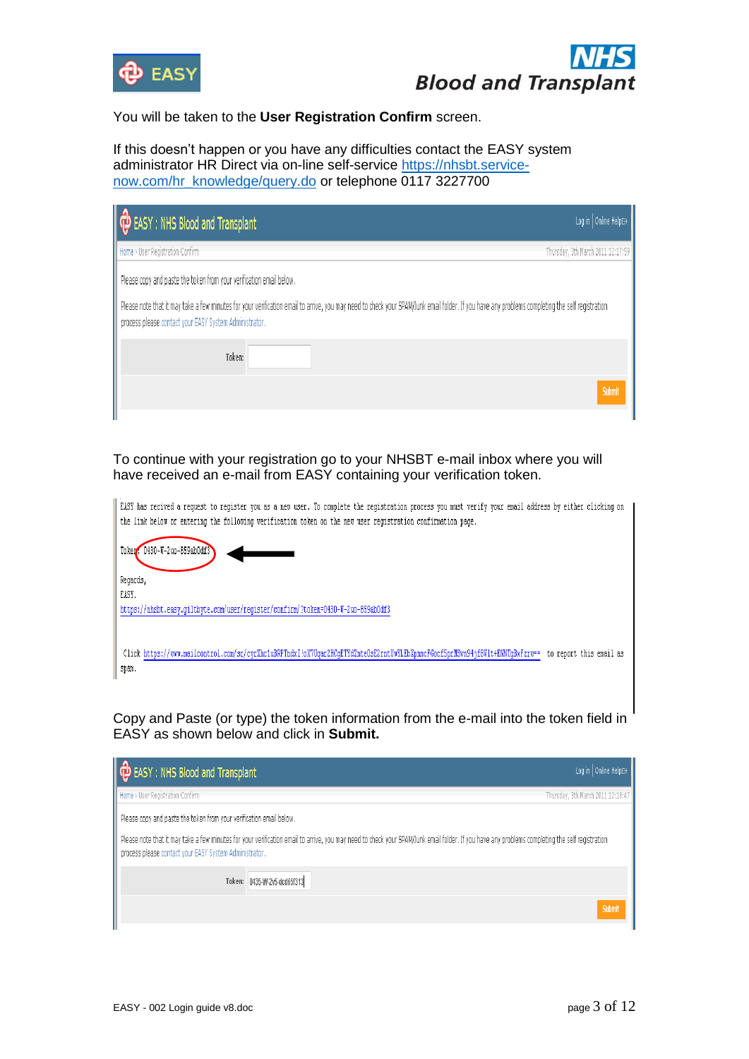You will be taken to the **User Registration Confirm** screen.

If this doesn't happen or you have any difficulties contact the EASY system administrator HR Direct via on-line self-service https://nhsbt.service-now.com/hr_knowledge/query.do or telephone 0117 3227700

EASY : NHS Blood and Transplant

Log in | Online Help

Home › User Registration Confirm

Thursday, 3th March 2011 12:17:59

Please copy and paste the token from your verification email below.

Please note that it may take a few minutes for your verification email to arrive, you may need to check your SPAM/Junk email folder. If you have any problems completing the self registration process please contact your EASY System Administrator.

Token:

Submit

To continue with your registration go to your NHSBT e-mail inbox where you will have received an e-mail from EASY containing your verification token.

EASY has recived a request to register you as a new user. To complete the registration process you must verify your email address by either clicking on the link below or entering the following verification token on the new user registration confirmation page.

Token: 0430-W-2xo-859ab0df3

Regards,
EASY.
https://nhsbt.easy.giltbyte.com/user/register/confirm/?token=0430-W-2xo-859ab0df3

Click https://www.mailcontrol.com/sr/cyrXhc1uBRFTndxI!oX7Uqar2HCgFTYdZnte0sE2rutUwYLEbSpmcFGocf5prN5vn94jEWlt+ENNTgBxFzrv== to report this email as spam.

Copy and Paste (or type) the token information from the e-mail into the token field in EASY as shown below and click in **Submit.**

EASY : NHS Blood and Transplant

Log in | Online Help

Home › User Registration Confirm

Thursday, 3th March 2011 12:18:47

Please copy and paste the token from your verification email below.

Please note that it may take a few minutes for your verification email to arrive, you may need to check your SPAM/Junk email folder. If you have any problems completing the self registration process please contact your EASY System Administrator.

Token: 0435-W-2v6-dcd65f313

Submit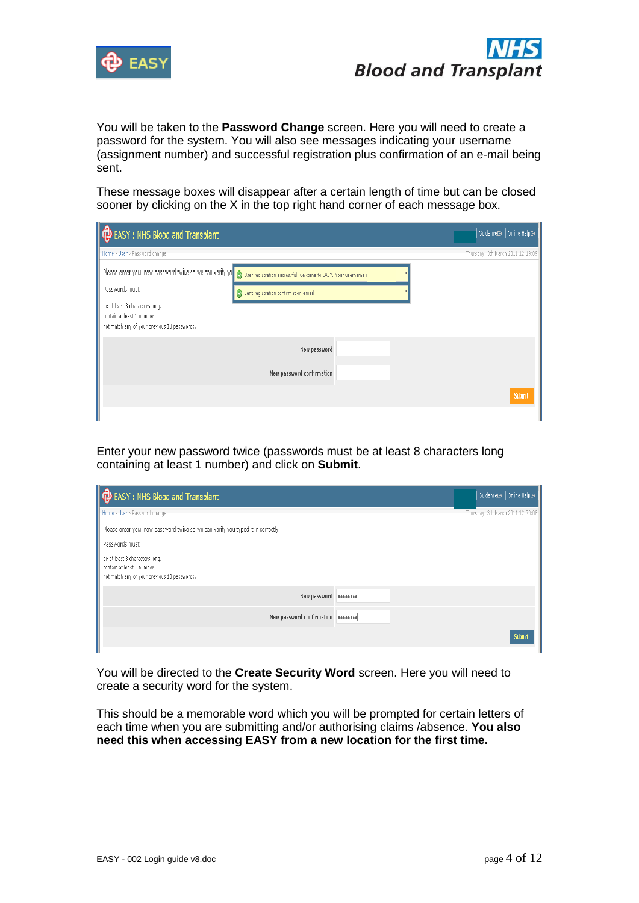You will be taken to the **Password Change** screen. Here you will need to create a password for the system. You will also see messages indicating your username (assignment number) and successful registration plus confirmation of an e-mail being sent.

These message boxes will disappear after a certain length of time but can be closed sooner by clicking on the X in the top right hand corner of each message box.

Enter your new password twice (passwords must be at least 8 characters long containing at least 1 number) and click on **Submit**.

You will be directed to the **Create Security Word** screen. Here you will need to create a security word for the system.

This should be a memorable word which you will be prompted for certain letters of each time when you are submitting and/or authorising claims /absence. **You also need this when accessing EASY from a new location for the first time.**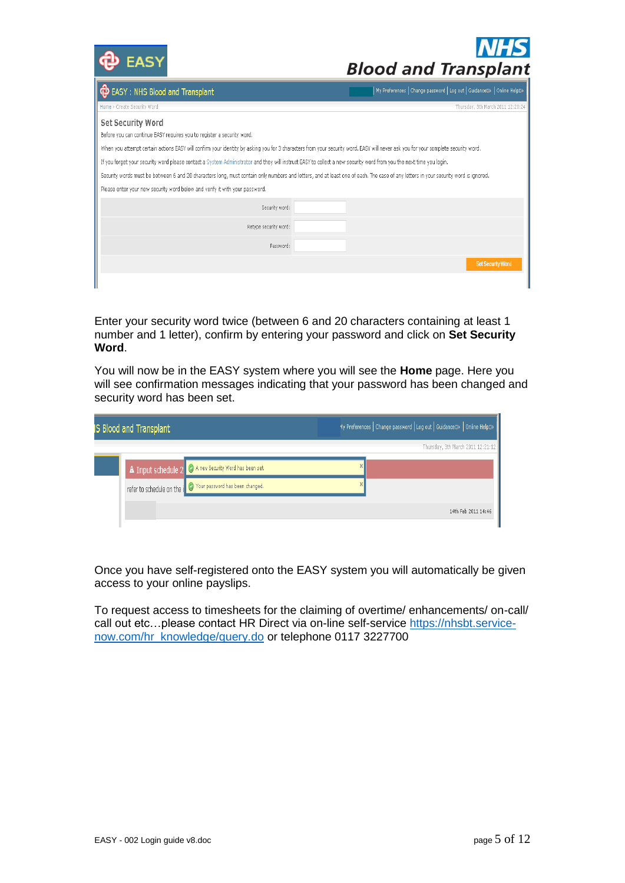Enter your security word twice (between 6 and 20 characters containing at least 1 number and 1 letter), confirm by entering your password and click on **Set Security Word**.

You will now be in the EASY system where you will see the **Home** page. Here you will see confirmation messages indicating that your password has been changed and security word has been set.

Once you have self-registered onto the EASY system you will automatically be given access to your online payslips.

To request access to timesheets for the claiming of overtime/ enhancements/ on-call/ call out etc…please contact HR Direct via on-line self-service https://nhsbt.service-now.com/hr_knowledge/query.do or telephone 0117 3227700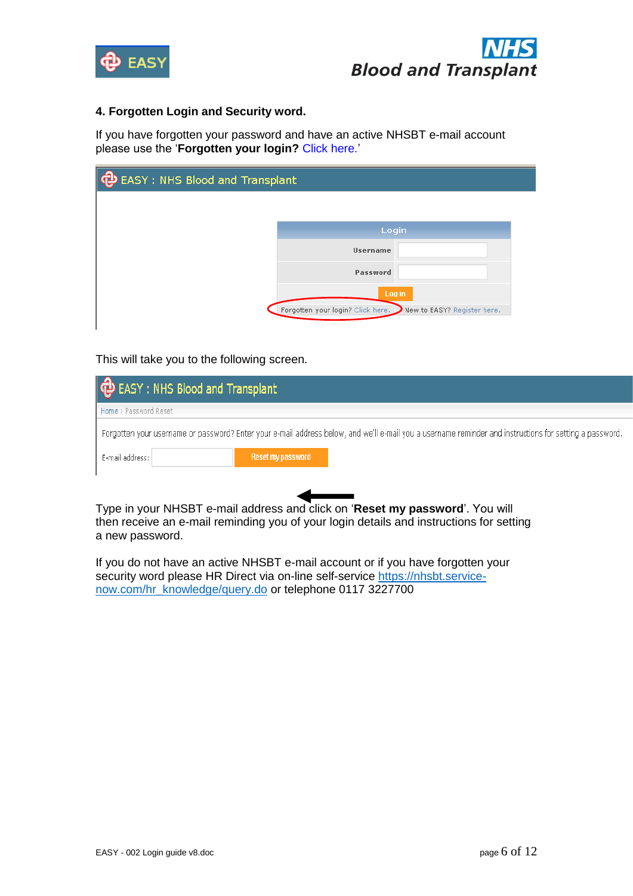### 4. Forgotten Login and Security word.

If you have forgotten your password and have an active NHSBT e-mail account please use the '**Forgotten your login?** Click here.'

EASY : NHS Blood and Transplant

Login

Username

Password

Log in

Forgotten your login? Click here. New to EASY? Register here.

This will take you to the following screen.

EASY : NHS Blood and Transplant

Home : Password Reset

Forgotten your username or password? Enter your e-mail address below, and we'll e-mail you a username reminder and instructions for setting a password.

E-mail address: Reset my password

Type in your NHSBT e-mail address and click on '**Reset my password**'. You will then receive an e-mail reminding you of your login details and instructions for setting a new password.

If you do not have an active NHSBT e-mail account or if you have forgotten your security word please HR Direct via on-line self-service https://nhsbt.service-now.com/hr_knowledge/query.do or telephone 0117 3227700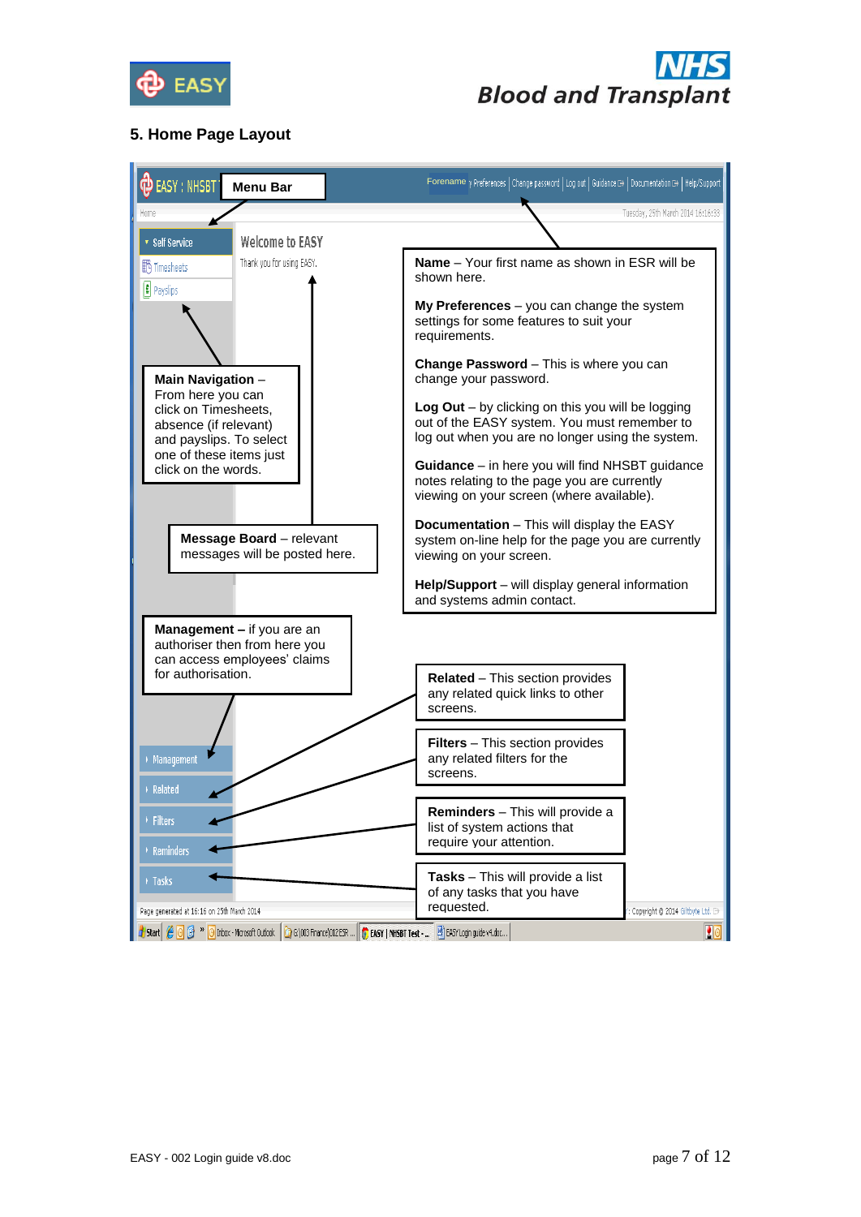## 5. Home Page Layout

**Menu Bar**

**Name** – Your first name as shown in ESR will be shown here.

**My Preferences** – you can change the system settings for some features to suit your requirements.

**Change Password** – This is where you can change your password.

**Log Out** – by clicking on this you will be logging out of the EASY system. You must remember to log out when you are no longer using the system.

**Guidance** – in here you will find NHSBT guidance notes relating to the page you are currently viewing on your screen (where available).

**Documentation** – This will display the EASY system on-line help for the page you are currently viewing on your screen.

**Help/Support** – will display general information and systems admin contact.

**Main Navigation** – From here you can click on Timesheets, absence (if relevant) and payslips. To select one of these items just click on the words.

**Message Board** – relevant messages will be posted here.

**Management –** if you are an authoriser then from here you can access employees' claims for authorisation.

**Related** – This section provides any related quick links to other screens.

**Filters** – This section provides any related filters for the screens.

**Reminders** – This will provide a list of system actions that require your attention.

**Tasks** – This will provide a list of any tasks that you have requested.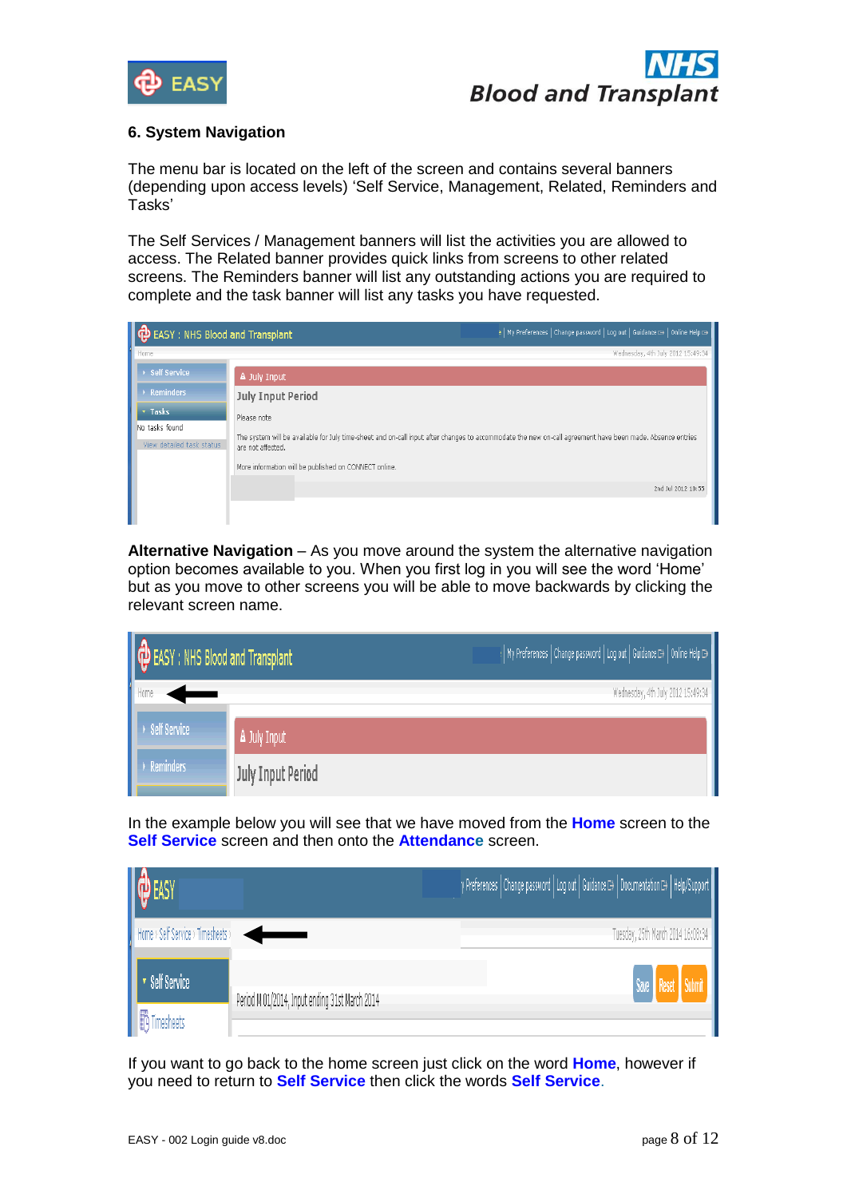## 6. System Navigation

The menu bar is located on the left of the screen and contains several banners (depending upon access levels) 'Self Service, Management, Related, Reminders and Tasks'

The Self Services / Management banners will list the activities you are allowed to access. The Related banner provides quick links from screens to other related screens. The Reminders banner will list any outstanding actions you are required to complete and the task banner will list any tasks you have requested.

**Alternative Navigation** – As you move around the system the alternative navigation option becomes available to you. When you first log in you will see the word 'Home' but as you move to other screens you will be able to move backwards by clicking the relevant screen name.

In the example below you will see that we have moved from the **Home** screen to the **Self Service** screen and then onto the **Attendance** screen.

If you want to go back to the home screen just click on the word **Home**, however if you need to return to **Self Service** then click the words **Self Service**.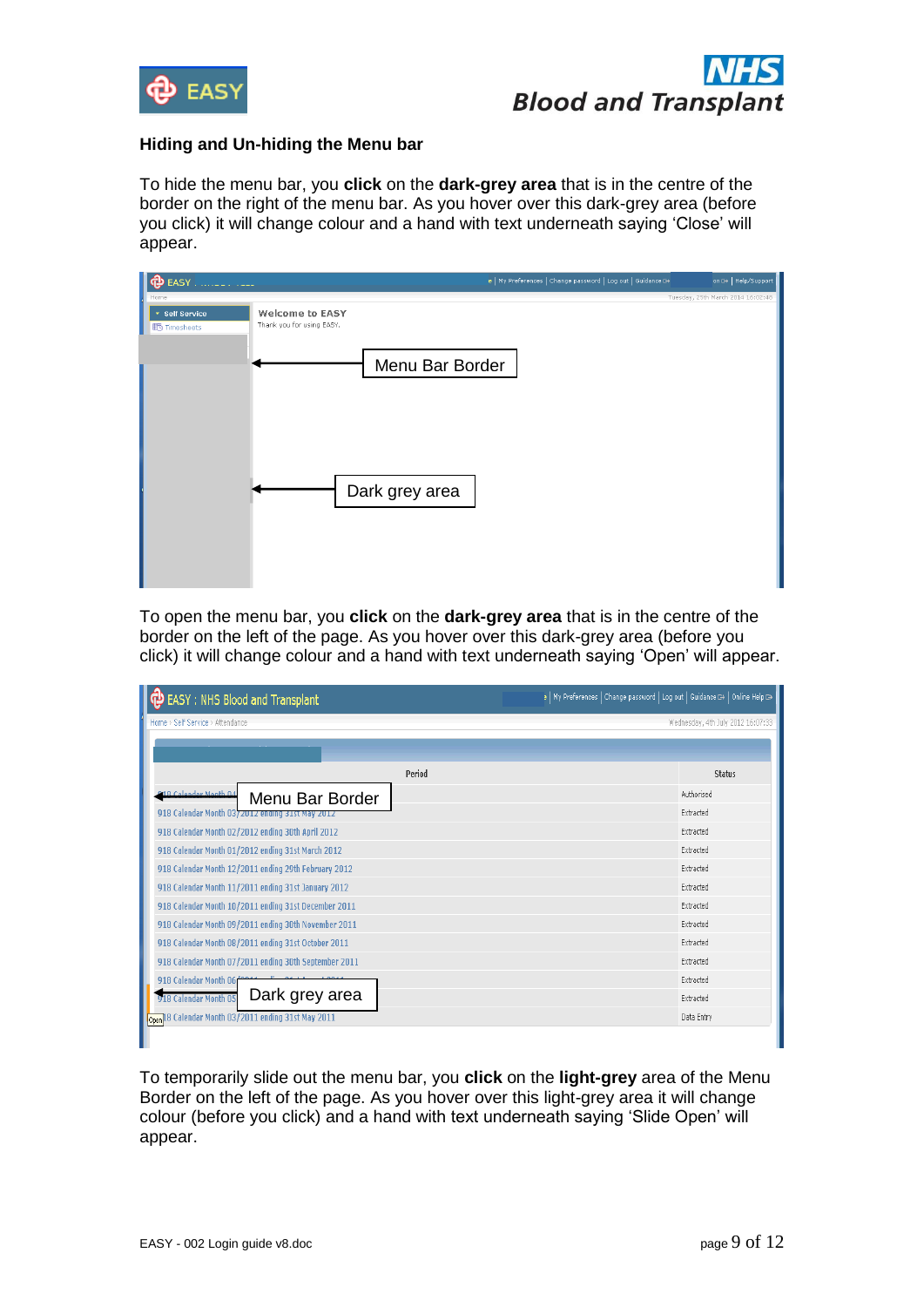## Hiding and Un-hiding the Menu bar

To hide the menu bar, you **click** on the **dark-grey area** that is in the centre of the border on the right of the menu bar. As you hover over this dark-grey area (before you click) it will change colour and a hand with text underneath saying 'Close' will appear.

Menu Bar Border

Dark grey area

To open the menu bar, you **click** on the **dark-grey area** that is in the centre of the border on the left of the page. As you hover over this dark-grey area (before you click) it will change colour and a hand with text underneath saying 'Open' will appear.

Menu Bar Border

Dark grey area

To temporarily slide out the menu bar, you **click** on the **light-grey** area of the Menu Border on the left of the page. As you hover over this light-grey area it will change colour (before you click) and a hand with text underneath saying 'Slide Open' will appear.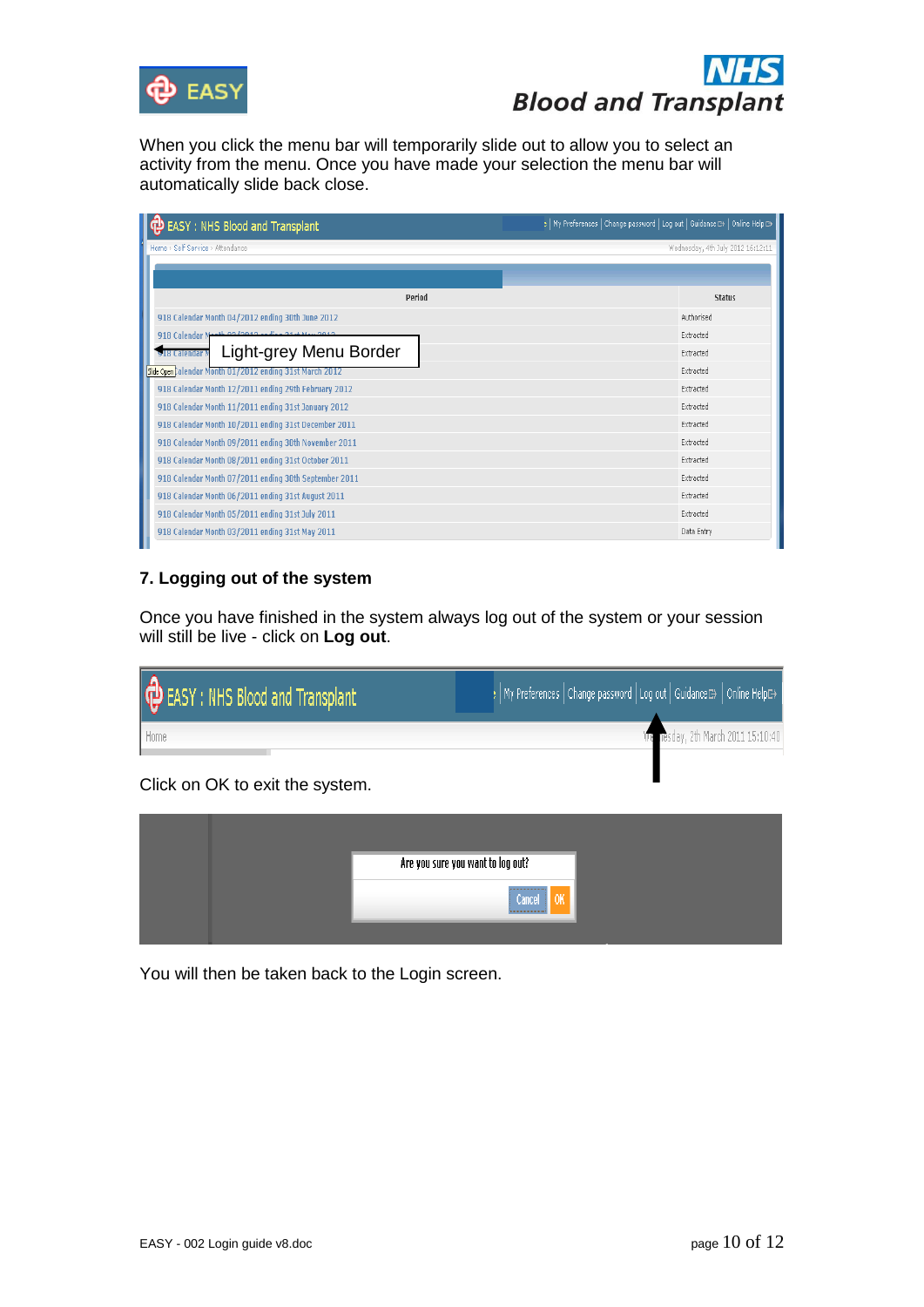When you click the menu bar will temporarily slide out to allow you to select an activity from the menu. Once you have made your selection the menu bar will automatically slide back close.

### 7. Logging out of the system

Once you have finished in the system always log out of the system or your session will still be live - click on **Log out**.

Click on OK to exit the system.

You will then be taken back to the Login screen.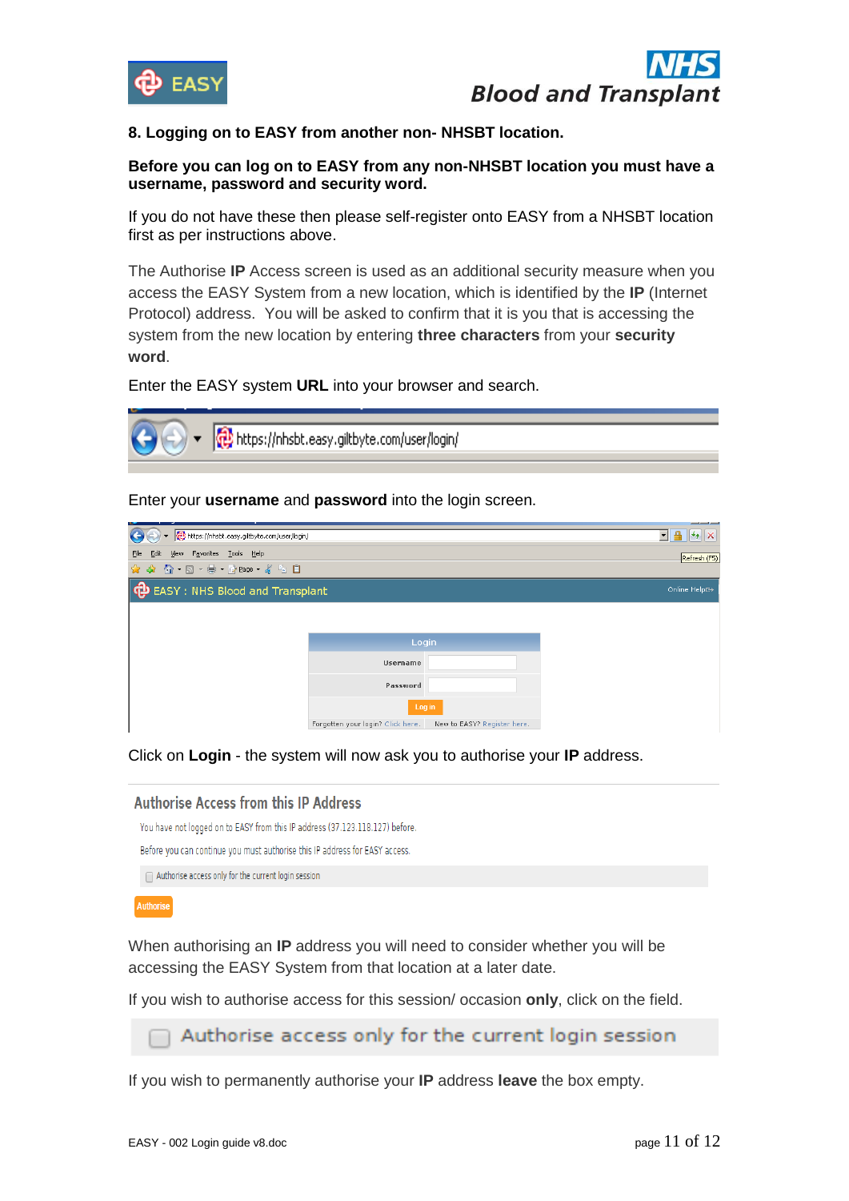**8. Logging on to EASY from another non- NHSBT location.**

**Before you can log on to EASY from any non-NHSBT location you must have a username, password and security word.**

If you do not have these then please self-register onto EASY from a NHSBT location first as per instructions above.

The Authorise **IP** Access screen is used as an additional security measure when you access the EASY System from a new location, which is identified by the **IP** (Internet Protocol) address. You will be asked to confirm that it is you that is accessing the system from the new location by entering **three characters** from your **security word**.

Enter the EASY system **URL** into your browser and search.

https://nhsbt.easy.giltbyte.com/user/login/

Enter your **username** and **password** into the login screen.

Click on **Login** - the system will now ask you to authorise your **IP** address.

Authorise Access from this IP Address

You have not logged on to EASY from this IP address (37.123.118.127) before.

Before you can continue you must authorise this IP address for EASY access.

Authorise access only for the current login session

Authorise

When authorising an **IP** address you will need to consider whether you will be accessing the EASY System from that location at a later date.

If you wish to authorise access for this session/ occasion **only**, click on the field.

Authorise access only for the current login session

If you wish to permanently authorise your **IP** address **leave** the box empty.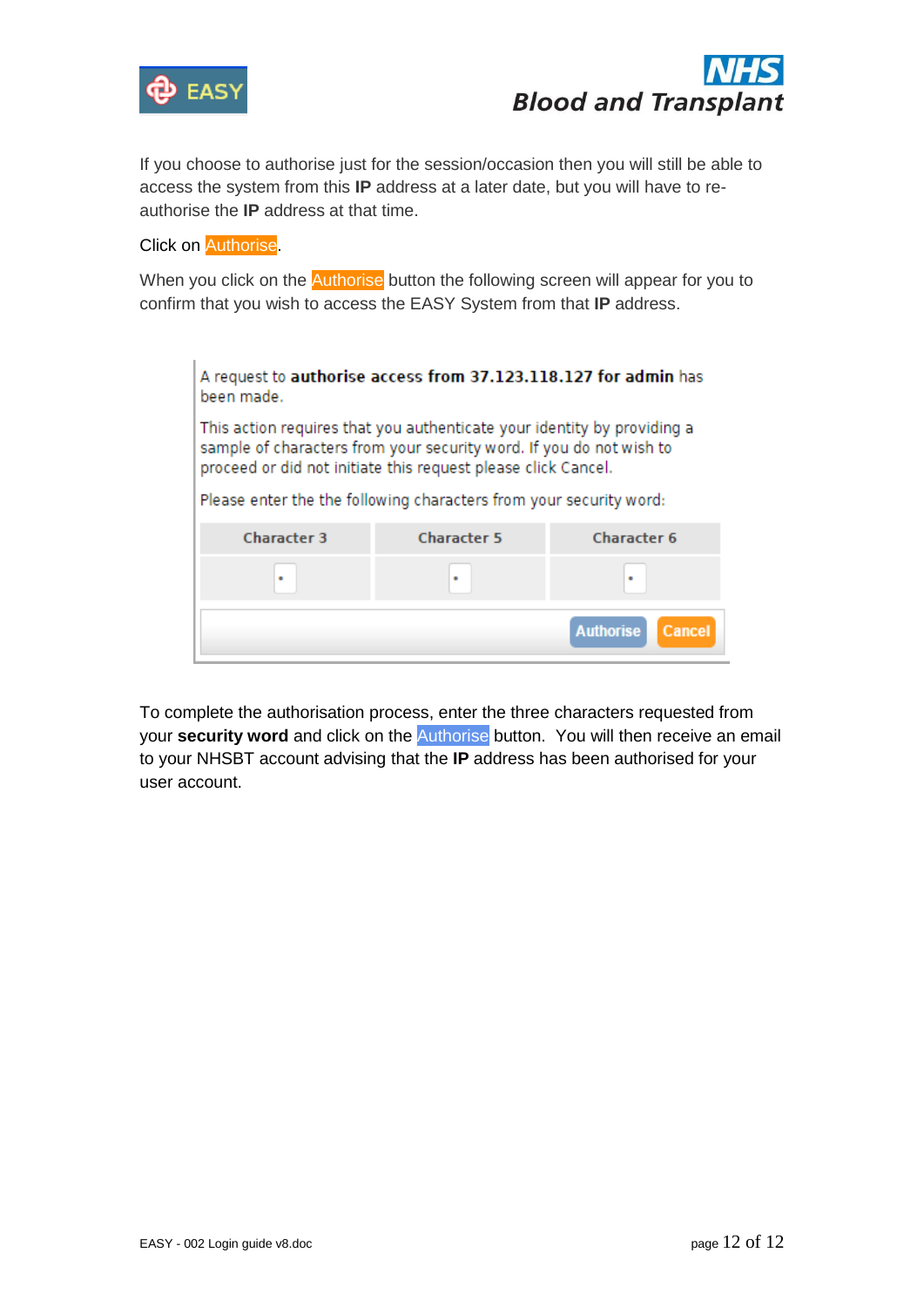If you choose to authorise just for the session/occasion then you will still be able to access the system from this **IP** address at a later date, but you will have to re-authorise the **IP** address at that time.

Click on Authorise.

When you click on the Authorise button the following screen will appear for you to confirm that you wish to access the EASY System from that **IP** address.

A request to **authorise access from 37.123.118.127 for admin** has been made.

This action requires that you authenticate your identity by providing a sample of characters from your security word. If you do not wish to proceed or did not initiate this request please click Cancel.

Please enter the the following characters from your security word:

| Character 3 | Character 5 | Character 6 |
|---|---|---|
| • | • | • |

Authorise Cancel

To complete the authorisation process, enter the three characters requested from your **security word** and click on the Authorise button. You will then receive an email to your NHSBT account advising that the **IP** address has been authorised for your user account.